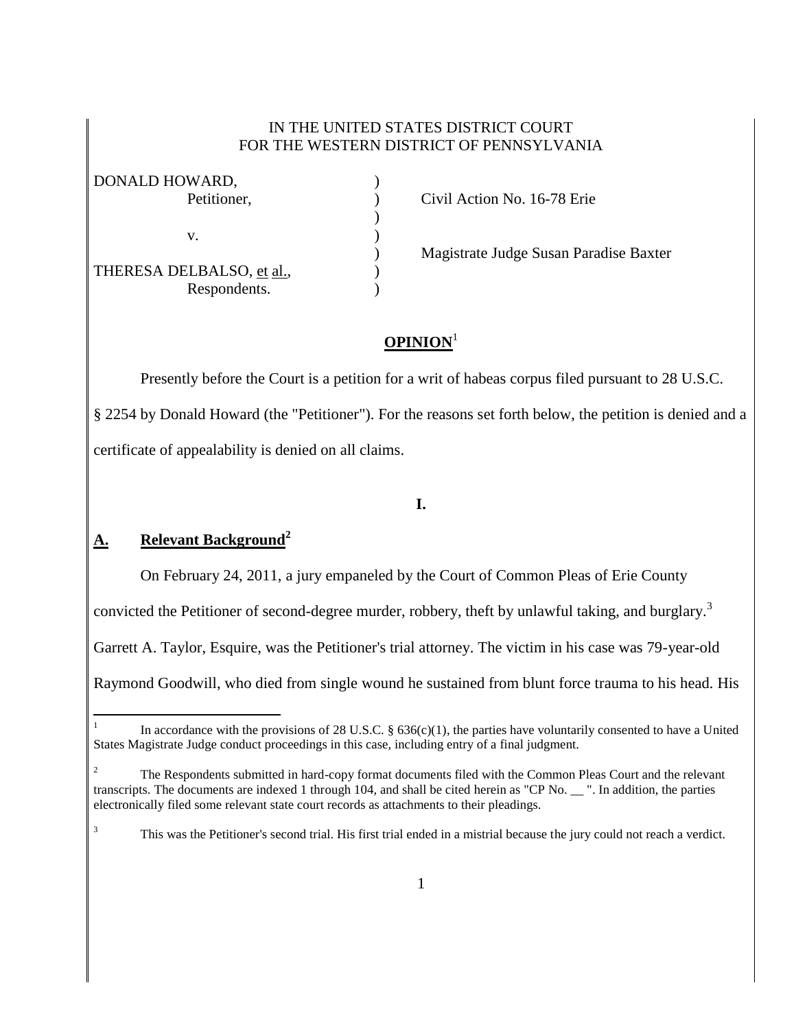IN THE UNITED STATES DISTRICT COURT
FOR THE WESTERN DISTRICT OF PENNSYLVANIA

| | | |
|---|---|---|
| DONALD HOWARD, | ) | |
| Petitioner, | ) | Civil Action No. 16-78 Erie |
| | ) | |
| v. | ) | |
| | ) | Magistrate Judge Susan Paradise Baxter |
| THERESA DELBALSO, et al., | ) | |
| Respondents. | ) | |

## OPINION[1]

Presently before the Court is a petition for a writ of habeas corpus filed pursuant to 28 U.S.C. § 2254 by Donald Howard (the "Petitioner"). For the reasons set forth below, the petition is denied and a certificate of appealability is denied on all claims.

### I.

### A. Relevant Background[2]

On February 24, 2011, a jury empaneled by the Court of Common Pleas of Erie County convicted the Petitioner of second-degree murder, robbery, theft by unlawful taking, and burglary.[3] Garrett A. Taylor, Esquire, was the Petitioner's trial attorney. The victim in his case was 79-year-old Raymond Goodwill, who died from single wound he sustained from blunt force trauma to his head. His

---

[1] In accordance with the provisions of 28 U.S.C. § 636(c)(1), the parties have voluntarily consented to have a United States Magistrate Judge conduct proceedings in this case, including entry of a final judgment.

[2] The Respondents submitted in hard-copy format documents filed with the Common Pleas Court and the relevant transcripts. The documents are indexed 1 through 104, and shall be cited herein as "CP No. __ ". In addition, the parties electronically filed some relevant state court records as attachments to their pleadings.

[3] This was the Petitioner's second trial. His first trial ended in a mistrial because the jury could not reach a verdict.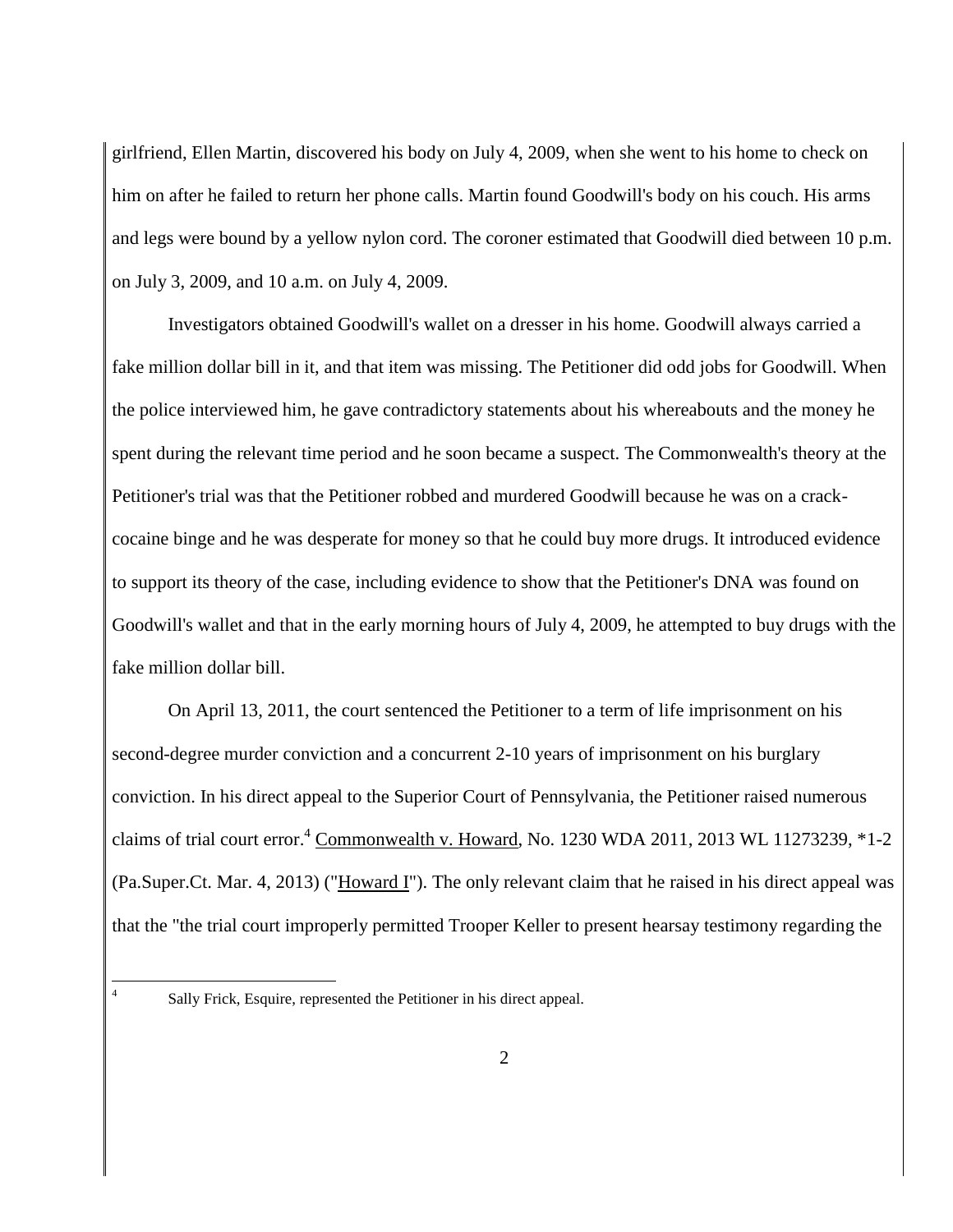girlfriend, Ellen Martin, discovered his body on July 4, 2009, when she went to his home to check on him on after he failed to return her phone calls. Martin found Goodwill's body on his couch. His arms and legs were bound by a yellow nylon cord. The coroner estimated that Goodwill died between 10 p.m. on July 3, 2009, and 10 a.m. on July 4, 2009.

Investigators obtained Goodwill's wallet on a dresser in his home. Goodwill always carried a fake million dollar bill in it, and that item was missing. The Petitioner did odd jobs for Goodwill. When the police interviewed him, he gave contradictory statements about his whereabouts and the money he spent during the relevant time period and he soon became a suspect. The Commonwealth's theory at the Petitioner's trial was that the Petitioner robbed and murdered Goodwill because he was on a crack-cocaine binge and he was desperate for money so that he could buy more drugs. It introduced evidence to support its theory of the case, including evidence to show that the Petitioner's DNA was found on Goodwill's wallet and that in the early morning hours of July 4, 2009, he attempted to buy drugs with the fake million dollar bill.

On April 13, 2011, the court sentenced the Petitioner to a term of life imprisonment on his second-degree murder conviction and a concurrent 2-10 years of imprisonment on his burglary conviction. In his direct appeal to the Superior Court of Pennsylvania, the Petitioner raised numerous claims of trial court error.[4] Commonwealth v. Howard, No. 1230 WDA 2011, 2013 WL 11273239, *1-2 (Pa.Super.Ct. Mar. 4, 2013) ("Howard I"). The only relevant claim that he raised in his direct appeal was that the "the trial court improperly permitted Trooper Keller to present hearsay testimony regarding the

[4] Sally Frick, Esquire, represented the Petitioner in his direct appeal.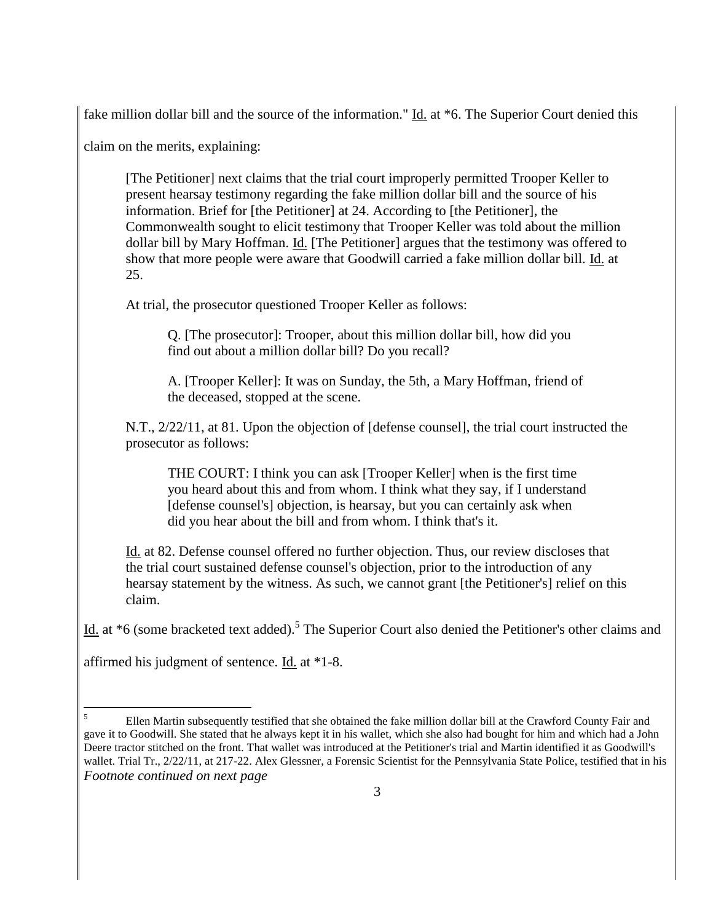fake million dollar bill and the source of the information." Id. at *6. The Superior Court denied this claim on the merits, explaining:

> [The Petitioner] next claims that the trial court improperly permitted Trooper Keller to present hearsay testimony regarding the fake million dollar bill and the source of his information. Brief for [the Petitioner] at 24. According to [the Petitioner], the Commonwealth sought to elicit testimony that Trooper Keller was told about the million dollar bill by Mary Hoffman. Id. [The Petitioner] argues that the testimony was offered to show that more people were aware that Goodwill carried a fake million dollar bill. Id. at 25.
>
> At trial, the prosecutor questioned Trooper Keller as follows:
>
>> Q. [The prosecutor]: Trooper, about this million dollar bill, how did you find out about a million dollar bill? Do you recall?
>>
>> A. [Trooper Keller]: It was on Sunday, the 5th, a Mary Hoffman, friend of the deceased, stopped at the scene.
>
> N.T., 2/22/11, at 81. Upon the objection of [defense counsel], the trial court instructed the prosecutor as follows:
>
>> THE COURT: I think you can ask [Trooper Keller] when is the first time you heard about this and from whom. I think what they say, if I understand [defense counsel's] objection, is hearsay, but you can certainly ask when did you hear about the bill and from whom. I think that's it.
>
> Id. at 82. Defense counsel offered no further objection. Thus, our review discloses that the trial court sustained defense counsel's objection, prior to the introduction of any hearsay statement by the witness. As such, we cannot grant [the Petitioner's] relief on this claim.

Id. at *6 (some bracketed text added).[5] The Superior Court also denied the Petitioner's other claims and affirmed his judgment of sentence. Id. at *1-8.

---

[5] Ellen Martin subsequently testified that she obtained the fake million dollar bill at the Crawford County Fair and gave it to Goodwill. She stated that he always kept it in his wallet, which she also had bought for him and which had a John Deere tractor stitched on the front. That wallet was introduced at the Petitioner's trial and Martin identified it as Goodwill's wallet. Trial Tr., 2/22/11, at 217-22. Alex Glessner, a Forensic Scientist for the Pennsylvania State Police, testified that in his

*Footnote continued on next page*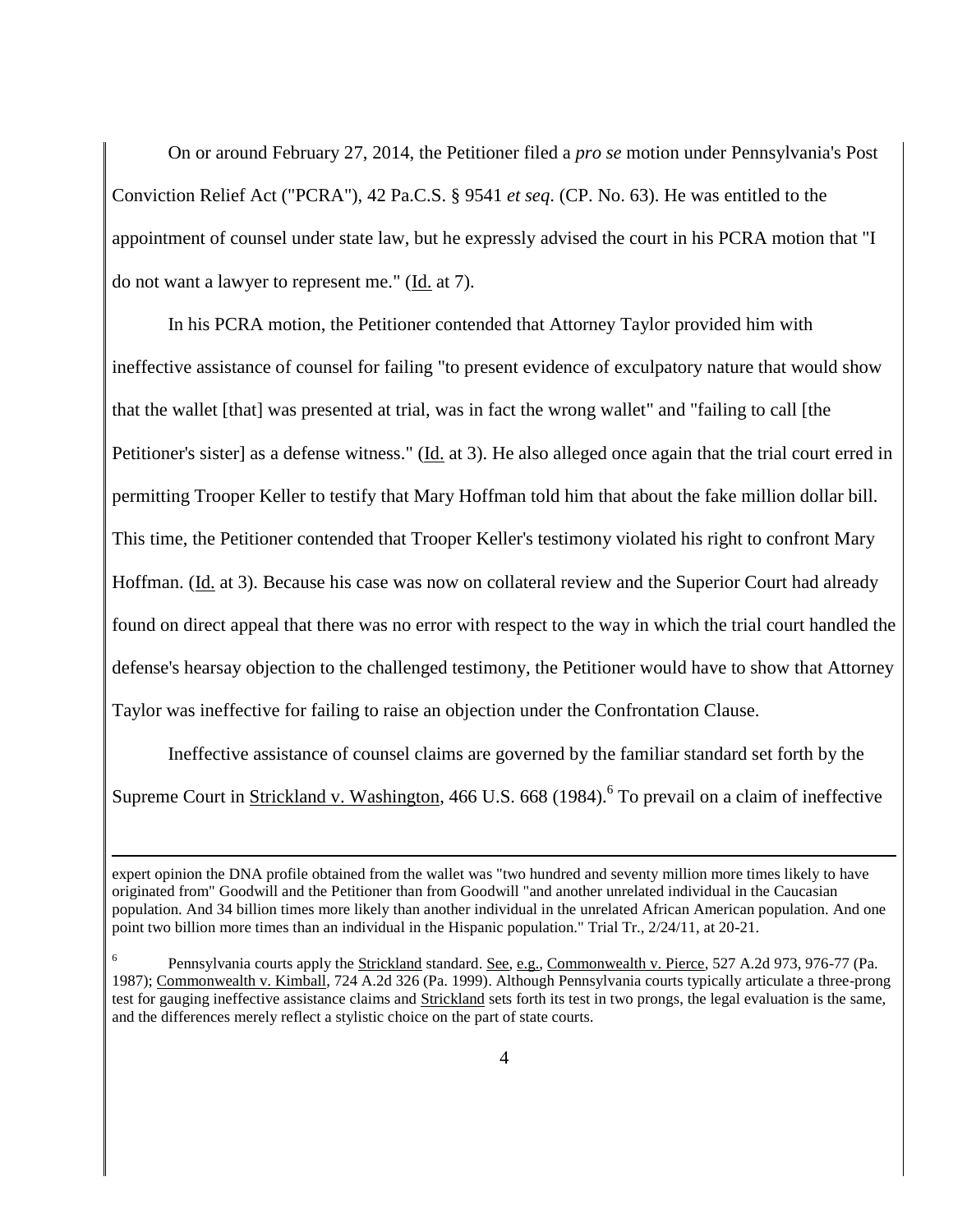On or around February 27, 2014, the Petitioner filed a *pro se* motion under Pennsylvania's Post Conviction Relief Act ("PCRA"), 42 Pa.C.S. § 9541 *et seq*. (CP. No. 63). He was entitled to the appointment of counsel under state law, but he expressly advised the court in his PCRA motion that "I do not want a lawyer to represent me." (Id. at 7).

In his PCRA motion, the Petitioner contended that Attorney Taylor provided him with ineffective assistance of counsel for failing "to present evidence of exculpatory nature that would show that the wallet [that] was presented at trial, was in fact the wrong wallet" and "failing to call [the Petitioner's sister] as a defense witness." (Id. at 3). He also alleged once again that the trial court erred in permitting Trooper Keller to testify that Mary Hoffman told him that about the fake million dollar bill. This time, the Petitioner contended that Trooper Keller's testimony violated his right to confront Mary Hoffman. (Id. at 3). Because his case was now on collateral review and the Superior Court had already found on direct appeal that there was no error with respect to the way in which the trial court handled the defense's hearsay objection to the challenged testimony, the Petitioner would have to show that Attorney Taylor was ineffective for failing to raise an objection under the Confrontation Clause.

Ineffective assistance of counsel claims are governed by the familiar standard set forth by the Supreme Court in Strickland v. Washington, 466 U.S. 668 (1984).[6] To prevail on a claim of ineffective

---

expert opinion the DNA profile obtained from the wallet was "two hundred and seventy million more times likely to have originated from" Goodwill and the Petitioner than from Goodwill "and another unrelated individual in the Caucasian population. And 34 billion times more likely than another individual in the unrelated African American population. And one point two billion more times than an individual in the Hispanic population." Trial Tr., 2/24/11, at 20-21.

[6] Pennsylvania courts apply the Strickland standard. See, e.g., Commonwealth v. Pierce, 527 A.2d 973, 976-77 (Pa. 1987); Commonwealth v. Kimball, 724 A.2d 326 (Pa. 1999). Although Pennsylvania courts typically articulate a three-prong test for gauging ineffective assistance claims and Strickland sets forth its test in two prongs, the legal evaluation is the same, and the differences merely reflect a stylistic choice on the part of state courts.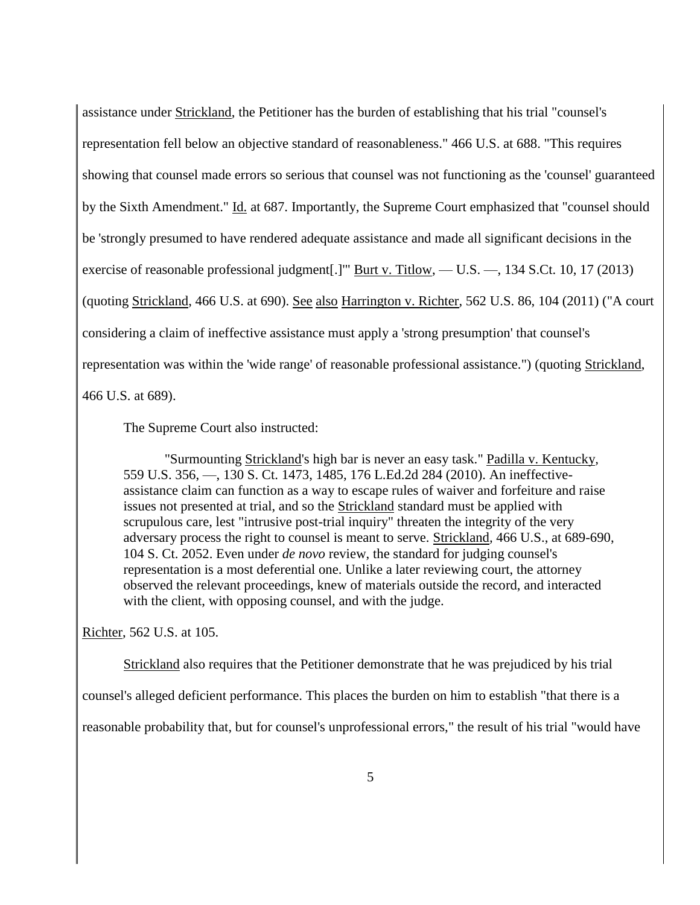assistance under Strickland, the Petitioner has the burden of establishing that his trial "counsel's representation fell below an objective standard of reasonableness." 466 U.S. at 688. "This requires showing that counsel made errors so serious that counsel was not functioning as the 'counsel' guaranteed by the Sixth Amendment." Id. at 687. Importantly, the Supreme Court emphasized that "counsel should be 'strongly presumed to have rendered adequate assistance and made all significant decisions in the exercise of reasonable professional judgment[.]'" Burt v. Titlow, — U.S. —, 134 S.Ct. 10, 17 (2013) (quoting Strickland, 466 U.S. at 690). See also Harrington v. Richter, 562 U.S. 86, 104 (2011) ("A court considering a claim of ineffective assistance must apply a 'strong presumption' that counsel's representation was within the 'wide range' of reasonable professional assistance.") (quoting Strickland, 466 U.S. at 689).

The Supreme Court also instructed:

> "Surmounting Strickland's high bar is never an easy task." Padilla v. Kentucky, 559 U.S. 356, —, 130 S. Ct. 1473, 1485, 176 L.Ed.2d 284 (2010). An ineffective-assistance claim can function as a way to escape rules of waiver and forfeiture and raise issues not presented at trial, and so the Strickland standard must be applied with scrupulous care, lest "intrusive post-trial inquiry" threaten the integrity of the very adversary process the right to counsel is meant to serve. Strickland, 466 U.S., at 689-690, 104 S. Ct. 2052. Even under *de novo* review, the standard for judging counsel's representation is a most deferential one. Unlike a later reviewing court, the attorney observed the relevant proceedings, knew of materials outside the record, and interacted with the client, with opposing counsel, and with the judge.

Richter, 562 U.S. at 105.

Strickland also requires that the Petitioner demonstrate that he was prejudiced by his trial counsel's alleged deficient performance. This places the burden on him to establish "that there is a reasonable probability that, but for counsel's unprofessional errors," the result of his trial "would have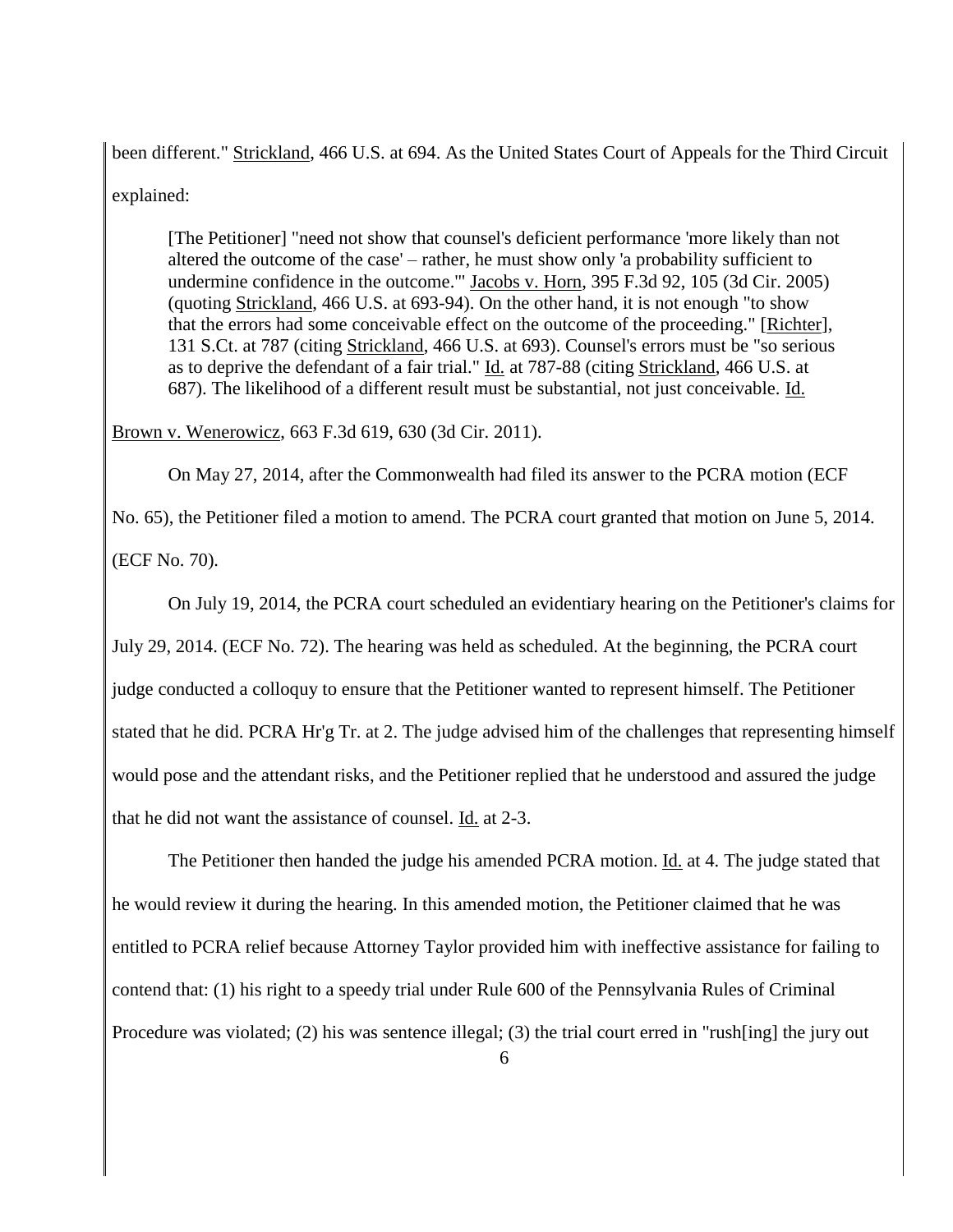been different." Strickland, 466 U.S. at 694. As the United States Court of Appeals for the Third Circuit explained:

> [The Petitioner] "need not show that counsel's deficient performance 'more likely than not altered the outcome of the case' – rather, he must show only 'a probability sufficient to undermine confidence in the outcome.'" Jacobs v. Horn, 395 F.3d 92, 105 (3d Cir. 2005) (quoting Strickland, 466 U.S. at 693-94). On the other hand, it is not enough "to show that the errors had some conceivable effect on the outcome of the proceeding." [Richter], 131 S.Ct. at 787 (citing Strickland, 466 U.S. at 693). Counsel's errors must be "so serious as to deprive the defendant of a fair trial." Id. at 787-88 (citing Strickland, 466 U.S. at 687). The likelihood of a different result must be substantial, not just conceivable. Id.

Brown v. Wenerowicz, 663 F.3d 619, 630 (3d Cir. 2011).

On May 27, 2014, after the Commonwealth had filed its answer to the PCRA motion (ECF No. 65), the Petitioner filed a motion to amend. The PCRA court granted that motion on June 5, 2014. (ECF No. 70).

On July 19, 2014, the PCRA court scheduled an evidentiary hearing on the Petitioner's claims for July 29, 2014. (ECF No. 72). The hearing was held as scheduled. At the beginning, the PCRA court judge conducted a colloquy to ensure that the Petitioner wanted to represent himself. The Petitioner stated that he did. PCRA Hr'g Tr. at 2. The judge advised him of the challenges that representing himself would pose and the attendant risks, and the Petitioner replied that he understood and assured the judge that he did not want the assistance of counsel. Id. at 2-3.

The Petitioner then handed the judge his amended PCRA motion. Id. at 4. The judge stated that he would review it during the hearing. In this amended motion, the Petitioner claimed that he was entitled to PCRA relief because Attorney Taylor provided him with ineffective assistance for failing to contend that: (1) his right to a speedy trial under Rule 600 of the Pennsylvania Rules of Criminal Procedure was violated; (2) his was sentence illegal; (3) the trial court erred in "rush[ing] the jury out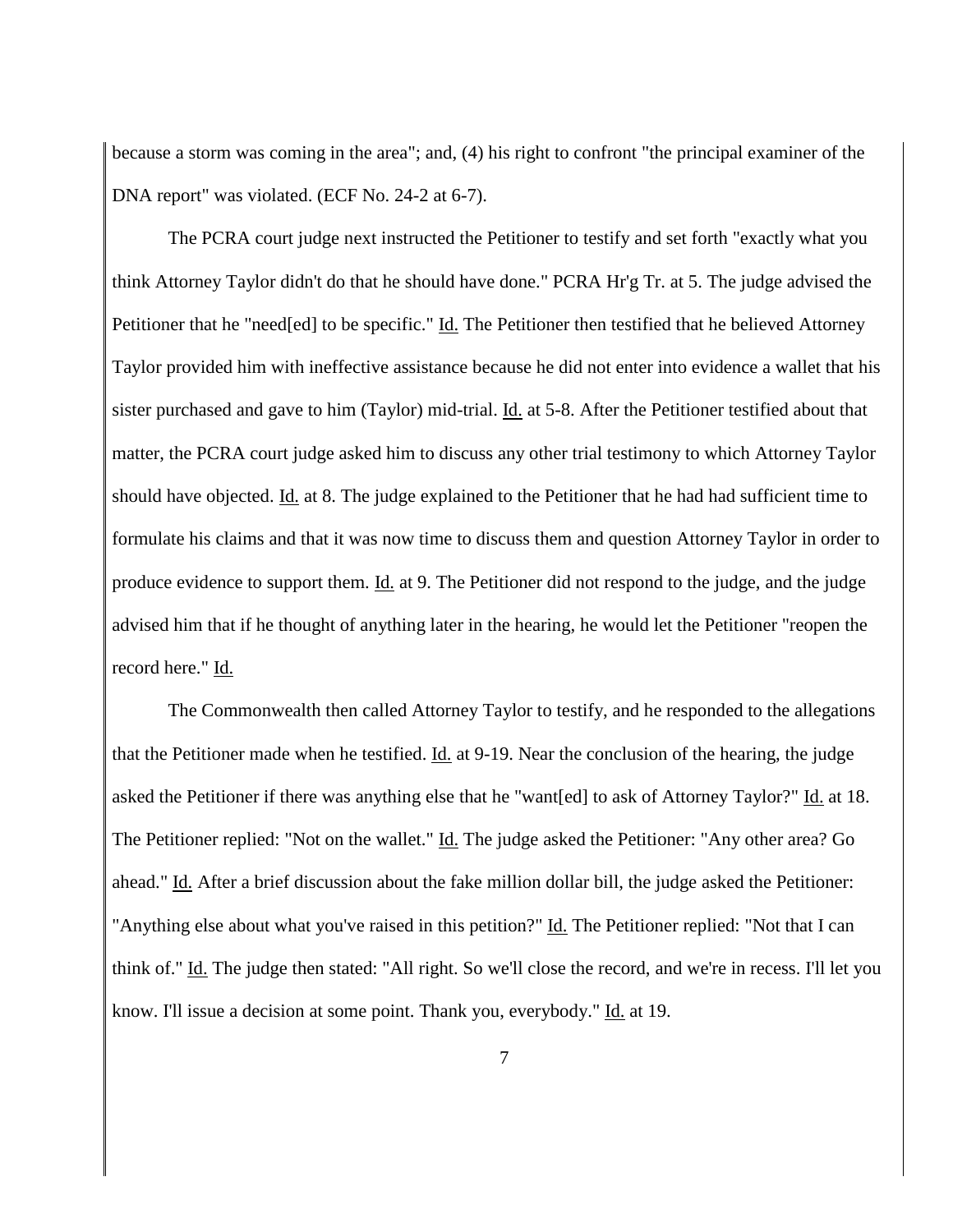because a storm was coming in the area"; and, (4) his right to confront "the principal examiner of the DNA report" was violated. (ECF No. 24-2 at 6-7).

The PCRA court judge next instructed the Petitioner to testify and set forth "exactly what you think Attorney Taylor didn't do that he should have done." PCRA Hr'g Tr. at 5. The judge advised the Petitioner that he "need[ed] to be specific." Id. The Petitioner then testified that he believed Attorney Taylor provided him with ineffective assistance because he did not enter into evidence a wallet that his sister purchased and gave to him (Taylor) mid-trial. Id. at 5-8. After the Petitioner testified about that matter, the PCRA court judge asked him to discuss any other trial testimony to which Attorney Taylor should have objected. Id. at 8. The judge explained to the Petitioner that he had had sufficient time to formulate his claims and that it was now time to discuss them and question Attorney Taylor in order to produce evidence to support them. Id. at 9. The Petitioner did not respond to the judge, and the judge advised him that if he thought of anything later in the hearing, he would let the Petitioner "reopen the record here." Id.

The Commonwealth then called Attorney Taylor to testify, and he responded to the allegations that the Petitioner made when he testified. Id. at 9-19. Near the conclusion of the hearing, the judge asked the Petitioner if there was anything else that he "want[ed] to ask of Attorney Taylor?" Id. at 18. The Petitioner replied: "Not on the wallet." Id. The judge asked the Petitioner: "Any other area? Go ahead." Id. After a brief discussion about the fake million dollar bill, the judge asked the Petitioner: "Anything else about what you've raised in this petition?" Id. The Petitioner replied: "Not that I can think of." Id. The judge then stated: "All right. So we'll close the record, and we're in recess. I'll let you know. I'll issue a decision at some point. Thank you, everybody." Id. at 19.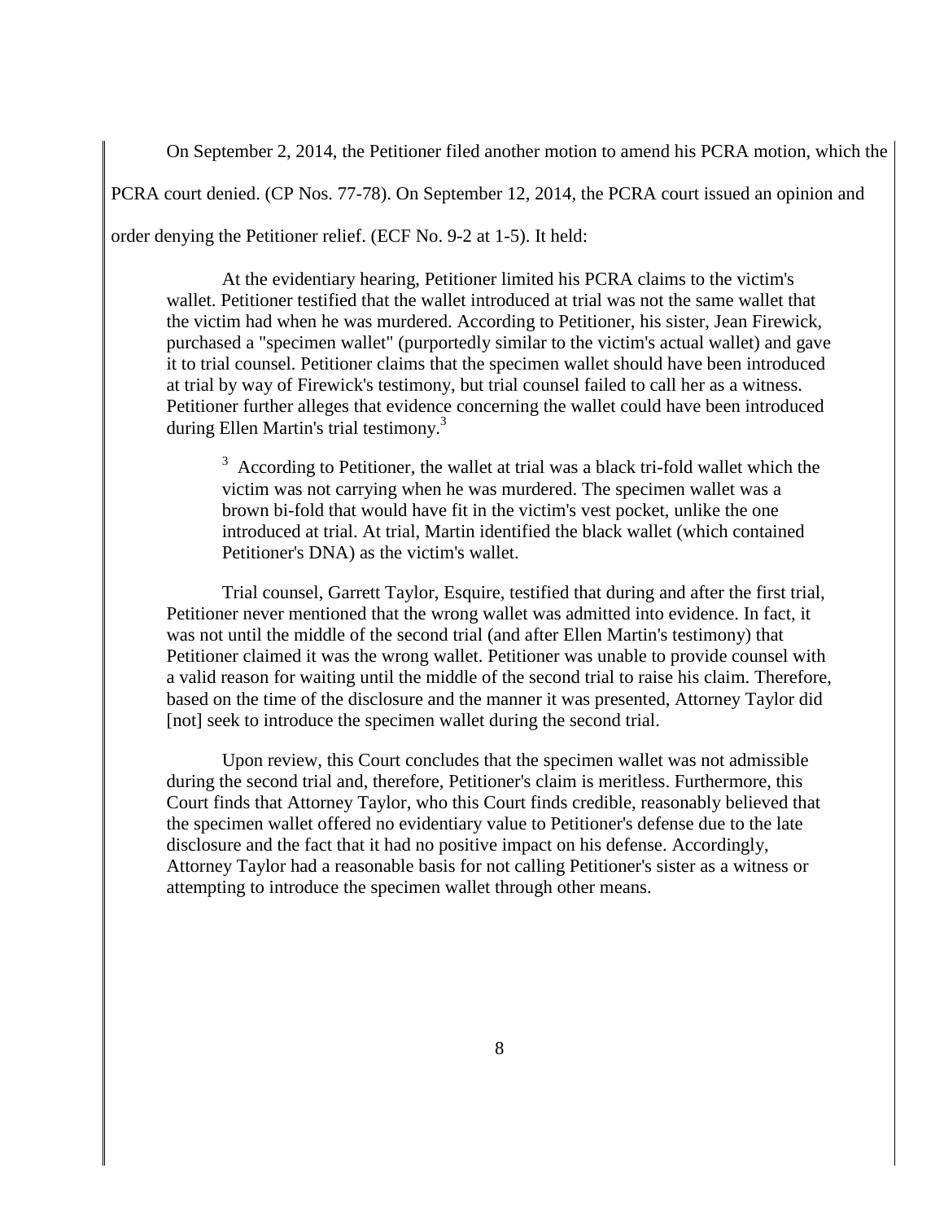On September 2, 2014, the Petitioner filed another motion to amend his PCRA motion, which the PCRA court denied. (CP Nos. 77-78). On September 12, 2014, the PCRA court issued an opinion and order denying the Petitioner relief. (ECF No. 9-2 at 1-5). It held:

> At the evidentiary hearing, Petitioner limited his PCRA claims to the victim's wallet. Petitioner testified that the wallet introduced at trial was not the same wallet that the victim had when he was murdered. According to Petitioner, his sister, Jean Firewick, purchased a "specimen wallet" (purportedly similar to the victim's actual wallet) and gave it to trial counsel. Petitioner claims that the specimen wallet should have been introduced at trial by way of Firewick's testimony, but trial counsel failed to call her as a witness. Petitioner further alleges that evidence concerning the wallet could have been introduced during Ellen Martin's trial testimony.[3]
>
> > [3] According to Petitioner, the wallet at trial was a black tri-fold wallet which the victim was not carrying when he was murdered. The specimen wallet was a brown bi-fold that would have fit in the victim's vest pocket, unlike the one introduced at trial. At trial, Martin identified the black wallet (which contained Petitioner's DNA) as the victim's wallet.
>
> Trial counsel, Garrett Taylor, Esquire, testified that during and after the first trial, Petitioner never mentioned that the wrong wallet was admitted into evidence. In fact, it was not until the middle of the second trial (and after Ellen Martin's testimony) that Petitioner claimed it was the wrong wallet. Petitioner was unable to provide counsel with a valid reason for waiting until the middle of the second trial to raise his claim. Therefore, based on the time of the disclosure and the manner it was presented, Attorney Taylor did [not] seek to introduce the specimen wallet during the second trial.
>
> Upon review, this Court concludes that the specimen wallet was not admissible during the second trial and, therefore, Petitioner's claim is meritless. Furthermore, this Court finds that Attorney Taylor, who this Court finds credible, reasonably believed that the specimen wallet offered no evidentiary value to Petitioner's defense due to the late disclosure and the fact that it had no positive impact on his defense. Accordingly, Attorney Taylor had a reasonable basis for not calling Petitioner's sister as a witness or attempting to introduce the specimen wallet through other means.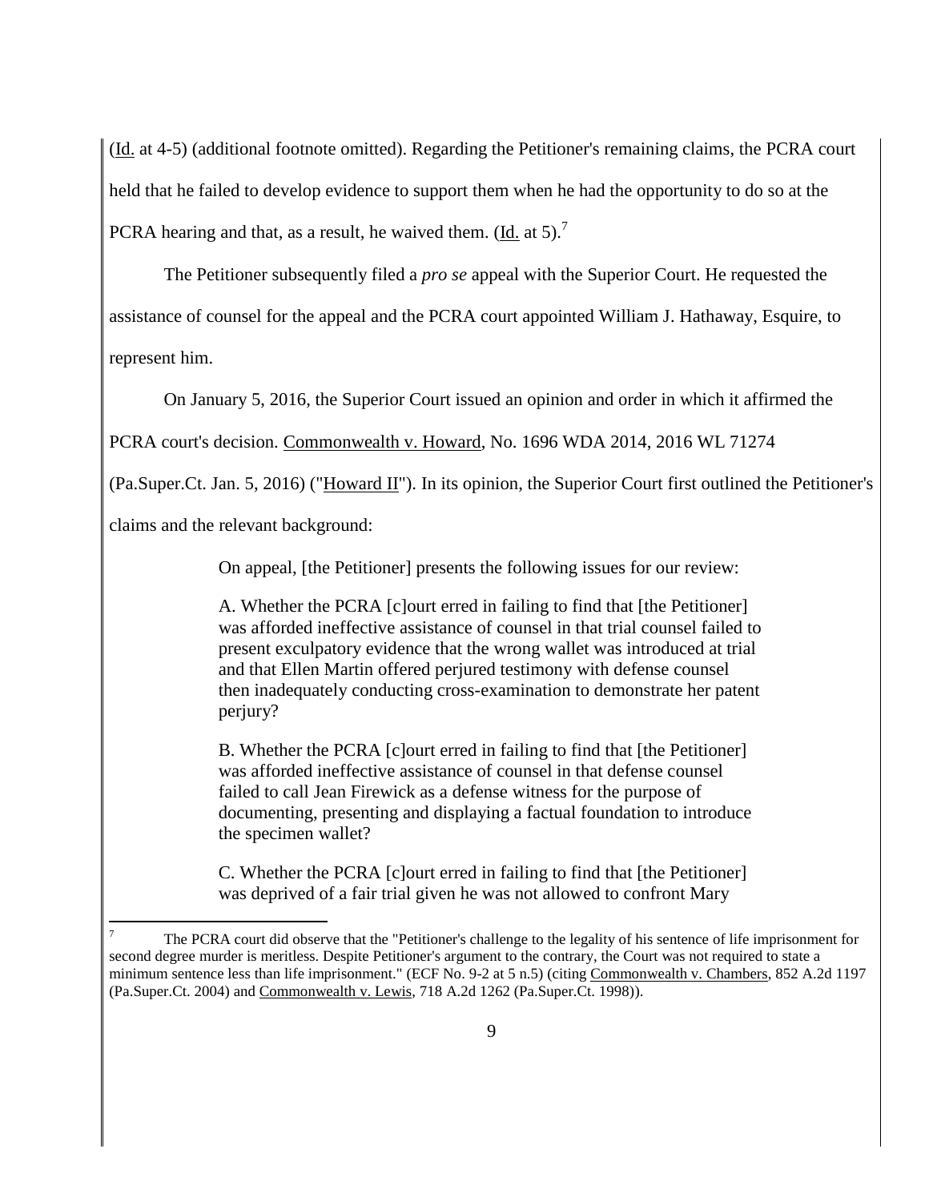(Id. at 4-5) (additional footnote omitted). Regarding the Petitioner's remaining claims, the PCRA court held that he failed to develop evidence to support them when he had the opportunity to do so at the PCRA hearing and that, as a result, he waived them. (Id. at 5).[7]

The Petitioner subsequently filed a *pro se* appeal with the Superior Court. He requested the assistance of counsel for the appeal and the PCRA court appointed William J. Hathaway, Esquire, to represent him.

On January 5, 2016, the Superior Court issued an opinion and order in which it affirmed the PCRA court's decision. Commonwealth v. Howard, No. 1696 WDA 2014, 2016 WL 71274 (Pa.Super.Ct. Jan. 5, 2016) ("Howard II"). In its opinion, the Superior Court first outlined the Petitioner's claims and the relevant background:

> On appeal, [the Petitioner] presents the following issues for our review:
>
> A. Whether the PCRA [c]ourt erred in failing to find that [the Petitioner] was afforded ineffective assistance of counsel in that trial counsel failed to present exculpatory evidence that the wrong wallet was introduced at trial and that Ellen Martin offered perjured testimony with defense counsel then inadequately conducting cross-examination to demonstrate her patent perjury?
>
> B. Whether the PCRA [c]ourt erred in failing to find that [the Petitioner] was afforded ineffective assistance of counsel in that defense counsel failed to call Jean Firewick as a defense witness for the purpose of documenting, presenting and displaying a factual foundation to introduce the specimen wallet?
>
> C. Whether the PCRA [c]ourt erred in failing to find that [the Petitioner] was deprived of a fair trial given he was not allowed to confront Mary

---

[7] The PCRA court did observe that the "Petitioner's challenge to the legality of his sentence of life imprisonment for second degree murder is meritless. Despite Petitioner's argument to the contrary, the Court was not required to state a minimum sentence less than life imprisonment." (ECF No. 9-2 at 5 n.5) (citing Commonwealth v. Chambers, 852 A.2d 1197 (Pa.Super.Ct. 2004) and Commonwealth v. Lewis, 718 A.2d 1262 (Pa.Super.Ct. 1998)).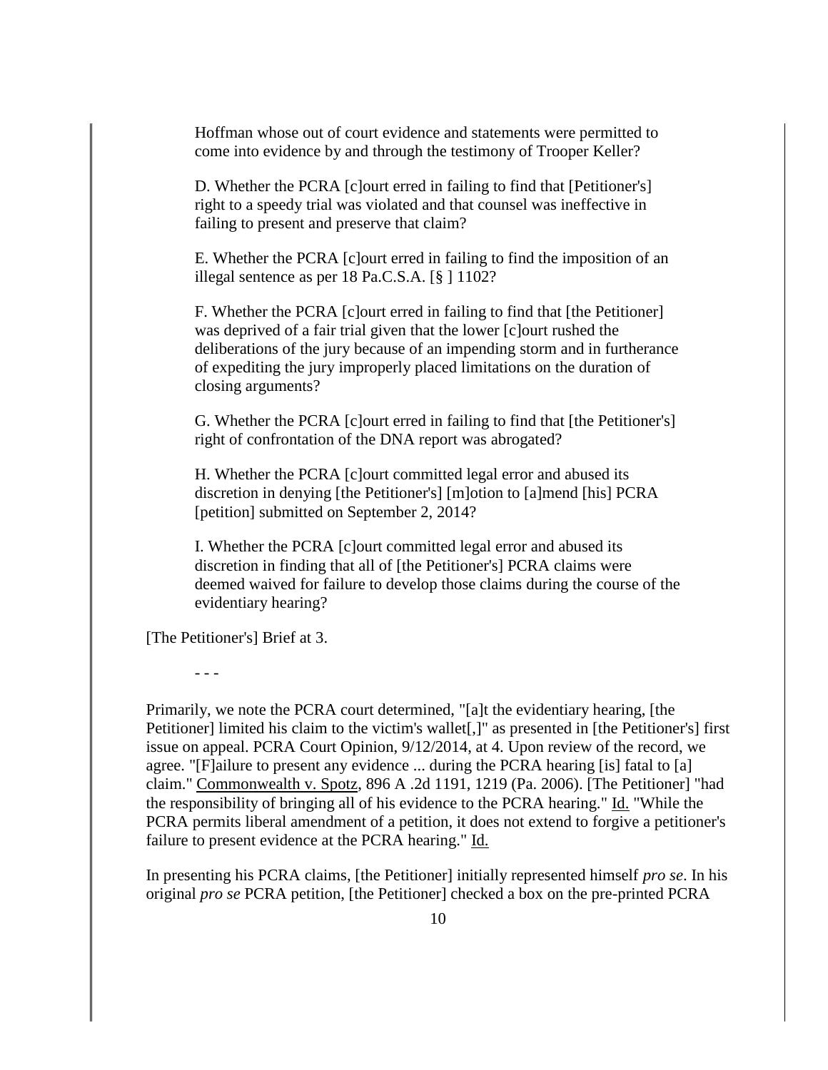Hoffman whose out of court evidence and statements were permitted to come into evidence by and through the testimony of Trooper Keller?

D. Whether the PCRA [c]ourt erred in failing to find that [Petitioner's] right to a speedy trial was violated and that counsel was ineffective in failing to present and preserve that claim?

E. Whether the PCRA [c]ourt erred in failing to find the imposition of an illegal sentence as per 18 Pa.C.S.A. [§ ] 1102?

F. Whether the PCRA [c]ourt erred in failing to find that [the Petitioner] was deprived of a fair trial given that the lower [c]ourt rushed the deliberations of the jury because of an impending storm and in furtherance of expediting the jury improperly placed limitations on the duration of closing arguments?

G. Whether the PCRA [c]ourt erred in failing to find that [the Petitioner's] right of confrontation of the DNA report was abrogated?

H. Whether the PCRA [c]ourt committed legal error and abused its discretion in denying [the Petitioner's] [m]otion to [a]mend [his] PCRA [petition] submitted on September 2, 2014?

I. Whether the PCRA [c]ourt committed legal error and abused its discretion in finding that all of [the Petitioner's] PCRA claims were deemed waived for failure to develop those claims during the course of the evidentiary hearing?

[The Petitioner's] Brief at 3.

- - -

Primarily, we note the PCRA court determined, "[a]t the evidentiary hearing, [the Petitioner] limited his claim to the victim's wallet[,]" as presented in [the Petitioner's] first issue on appeal. PCRA Court Opinion, 9/12/2014, at 4. Upon review of the record, we agree. "[F]ailure to present any evidence ... during the PCRA hearing [is] fatal to [a] claim." Commonwealth v. Spotz, 896 A .2d 1191, 1219 (Pa. 2006). [The Petitioner] "had the responsibility of bringing all of his evidence to the PCRA hearing." Id. "While the PCRA permits liberal amendment of a petition, it does not extend to forgive a petitioner's failure to present evidence at the PCRA hearing." Id.

In presenting his PCRA claims, [the Petitioner] initially represented himself *pro se*. In his original *pro se* PCRA petition, [the Petitioner] checked a box on the pre-printed PCRA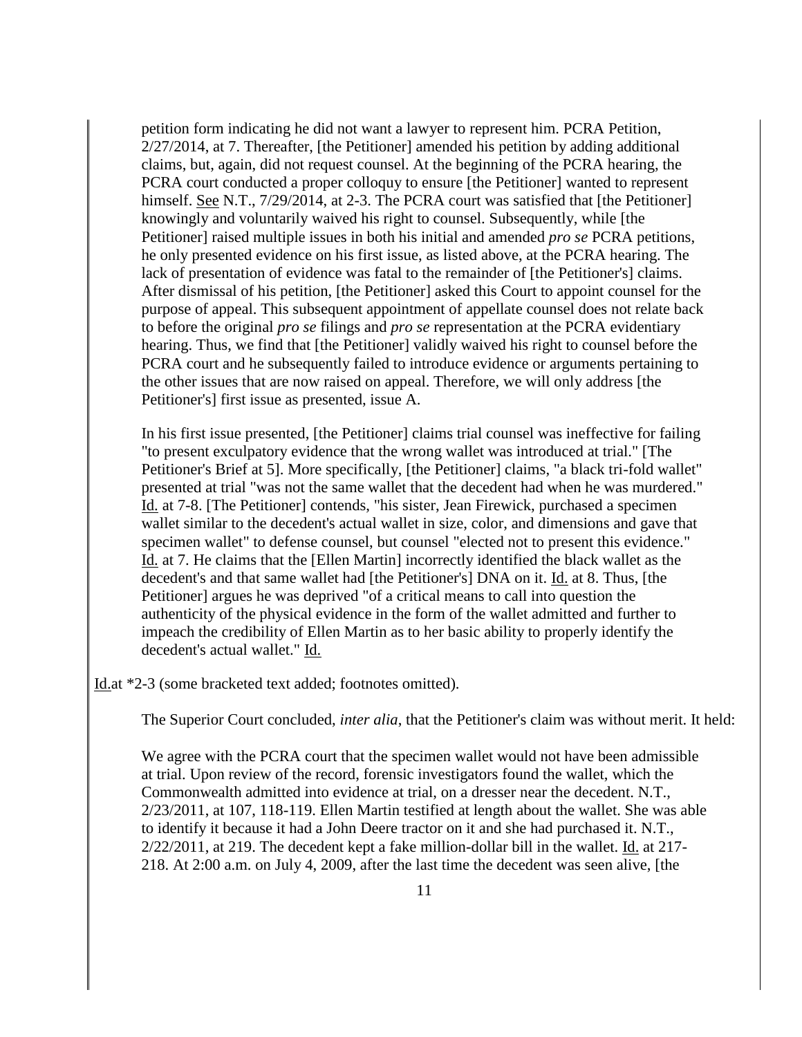> petition form indicating he did not want a lawyer to represent him. PCRA Petition, 2/27/2014, at 7. Thereafter, [the Petitioner] amended his petition by adding additional claims, but, again, did not request counsel. At the beginning of the PCRA hearing, the PCRA court conducted a proper colloquy to ensure [the Petitioner] wanted to represent himself. See N.T., 7/29/2014, at 2-3. The PCRA court was satisfied that [the Petitioner] knowingly and voluntarily waived his right to counsel. Subsequently, while [the Petitioner] raised multiple issues in both his initial and amended *pro se* PCRA petitions, he only presented evidence on his first issue, as listed above, at the PCRA hearing. The lack of presentation of evidence was fatal to the remainder of [the Petitioner's] claims. After dismissal of his petition, [the Petitioner] asked this Court to appoint counsel for the purpose of appeal. This subsequent appointment of appellate counsel does not relate back to before the original *pro se* filings and *pro se* representation at the PCRA evidentiary hearing. Thus, we find that [the Petitioner] validly waived his right to counsel before the PCRA court and he subsequently failed to introduce evidence or arguments pertaining to the other issues that are now raised on appeal. Therefore, we will only address [the Petitioner's] first issue as presented, issue A.
>
> In his first issue presented, [the Petitioner] claims trial counsel was ineffective for failing "to present exculpatory evidence that the wrong wallet was introduced at trial." [The Petitioner's Brief at 5]. More specifically, [the Petitioner] claims, "a black tri-fold wallet" presented at trial "was not the same wallet that the decedent had when he was murdered." Id. at 7-8. [The Petitioner] contends, "his sister, Jean Firewick, purchased a specimen wallet similar to the decedent's actual wallet in size, color, and dimensions and gave that specimen wallet" to defense counsel, but counsel "elected not to present this evidence." Id. at 7. He claims that the [Ellen Martin] incorrectly identified the black wallet as the decedent's and that same wallet had [the Petitioner's] DNA on it. Id. at 8. Thus, [the Petitioner] argues he was deprived "of a critical means to call into question the authenticity of the physical evidence in the form of the wallet admitted and further to impeach the credibility of Ellen Martin as to her basic ability to properly identify the decedent's actual wallet." Id.

Id.at *2-3 (some bracketed text added; footnotes omitted).

The Superior Court concluded, *inter alia*, that the Petitioner's claim was without merit. It held:

> We agree with the PCRA court that the specimen wallet would not have been admissible at trial. Upon review of the record, forensic investigators found the wallet, which the Commonwealth admitted into evidence at trial, on a dresser near the decedent. N.T., 2/23/2011, at 107, 118-119. Ellen Martin testified at length about the wallet. She was able to identify it because it had a John Deere tractor on it and she had purchased it. N.T., 2/22/2011, at 219. The decedent kept a fake million-dollar bill in the wallet. Id. at 217-218. At 2:00 a.m. on July 4, 2009, after the last time the decedent was seen alive, [the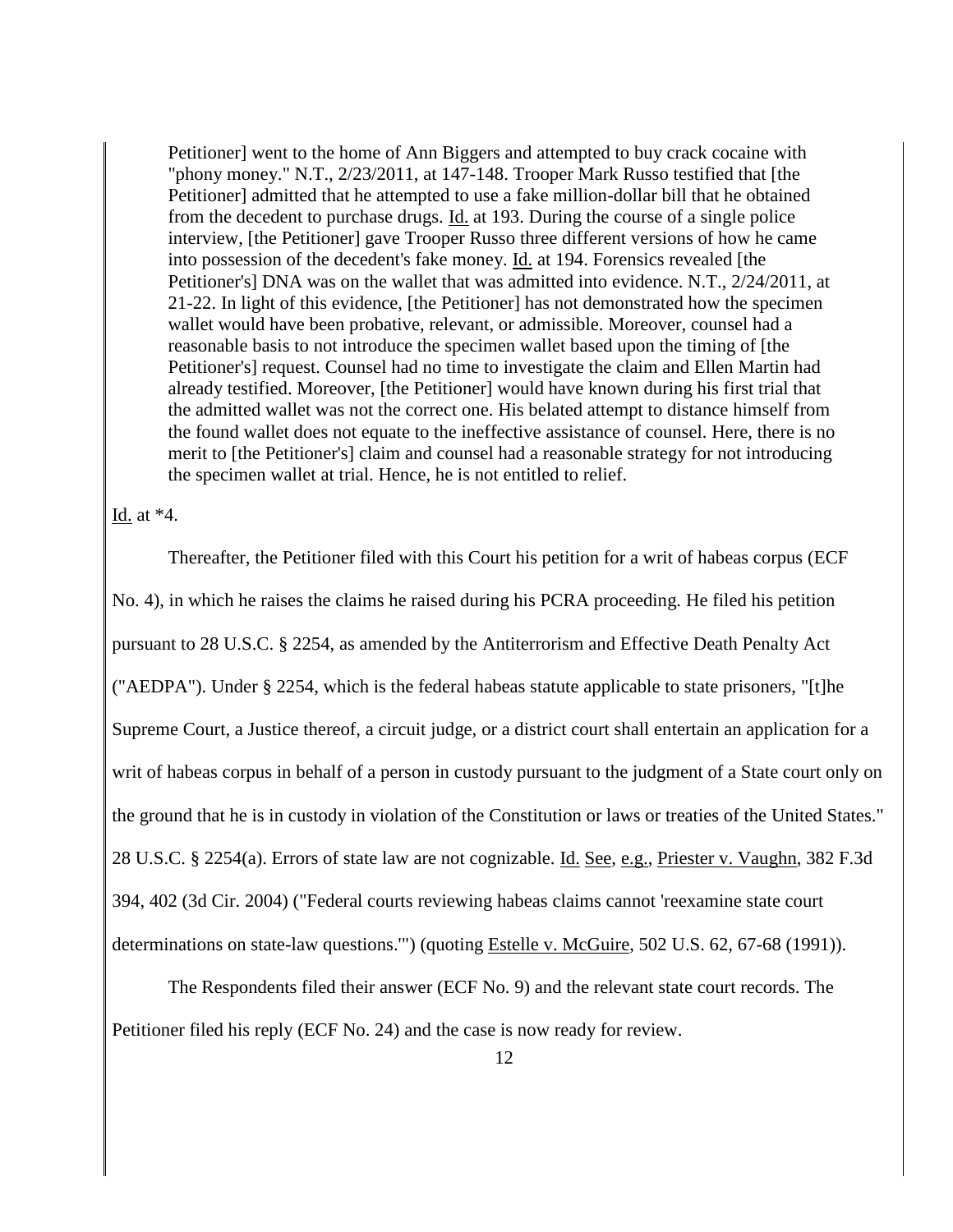> Petitioner] went to the home of Ann Biggers and attempted to buy crack cocaine with "phony money." N.T., 2/23/2011, at 147-148. Trooper Mark Russo testified that [the Petitioner] admitted that he attempted to use a fake million-dollar bill that he obtained from the decedent to purchase drugs. Id. at 193. During the course of a single police interview, [the Petitioner] gave Trooper Russo three different versions of how he came into possession of the decedent's fake money. Id. at 194. Forensics revealed [the Petitioner's] DNA was on the wallet that was admitted into evidence. N.T., 2/24/2011, at 21-22. In light of this evidence, [the Petitioner] has not demonstrated how the specimen wallet would have been probative, relevant, or admissible. Moreover, counsel had a reasonable basis to not introduce the specimen wallet based upon the timing of [the Petitioner's] request. Counsel had no time to investigate the claim and Ellen Martin had already testified. Moreover, [the Petitioner] would have known during his first trial that the admitted wallet was not the correct one. His belated attempt to distance himself from the found wallet does not equate to the ineffective assistance of counsel. Here, there is no merit to [the Petitioner's] claim and counsel had a reasonable strategy for not introducing the specimen wallet at trial. Hence, he is not entitled to relief.

Id. at *4.

Thereafter, the Petitioner filed with this Court his petition for a writ of habeas corpus (ECF No. 4), in which he raises the claims he raised during his PCRA proceeding. He filed his petition pursuant to 28 U.S.C. § 2254, as amended by the Antiterrorism and Effective Death Penalty Act ("AEDPA"). Under § 2254, which is the federal habeas statute applicable to state prisoners, "[t]he Supreme Court, a Justice thereof, a circuit judge, or a district court shall entertain an application for a writ of habeas corpus in behalf of a person in custody pursuant to the judgment of a State court only on the ground that he is in custody in violation of the Constitution or laws or treaties of the United States." 28 U.S.C. § 2254(a). Errors of state law are not cognizable. Id. See, e.g., Priester v. Vaughn, 382 F.3d 394, 402 (3d Cir. 2004) ("Federal courts reviewing habeas claims cannot 'reexamine state court determinations on state-law questions.'") (quoting Estelle v. McGuire, 502 U.S. 62, 67-68 (1991)).

The Respondents filed their answer (ECF No. 9) and the relevant state court records. The Petitioner filed his reply (ECF No. 24) and the case is now ready for review.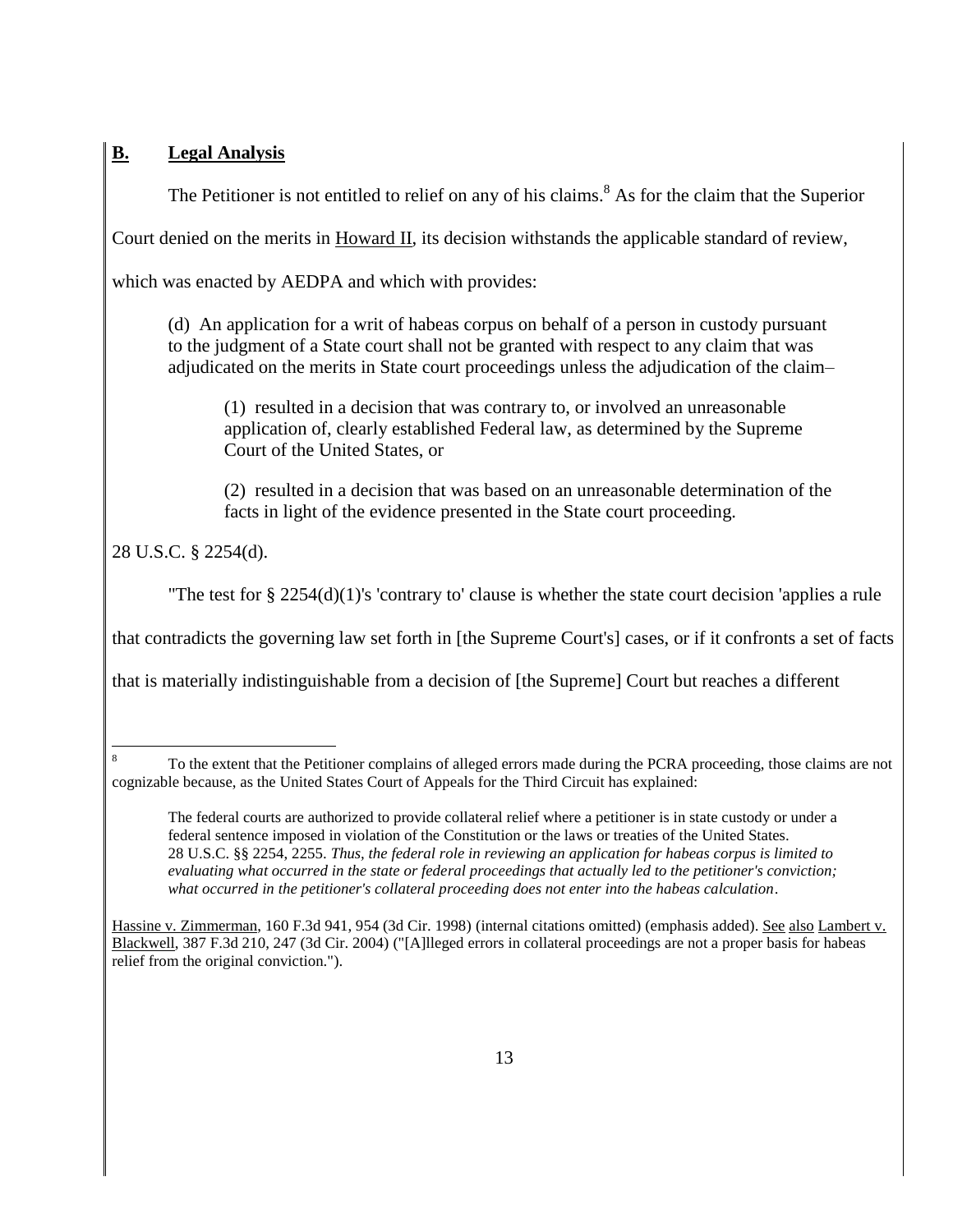## **B. Legal Analysis**

The Petitioner is not entitled to relief on any of his claims.[8] As for the claim that the Superior Court denied on the merits in Howard II, its decision withstands the applicable standard of review, which was enacted by AEDPA and which with provides:

> (d) An application for a writ of habeas corpus on behalf of a person in custody pursuant to the judgment of a State court shall not be granted with respect to any claim that was adjudicated on the merits in State court proceedings unless the adjudication of the claim–
>
> > (1) resulted in a decision that was contrary to, or involved an unreasonable application of, clearly established Federal law, as determined by the Supreme Court of the United States, or
> >
> > (2) resulted in a decision that was based on an unreasonable determination of the facts in light of the evidence presented in the State court proceeding.

28 U.S.C. § 2254(d).

"The test for § 2254(d)(1)'s 'contrary to' clause is whether the state court decision 'applies a rule that contradicts the governing law set forth in [the Supreme Court's] cases, or if it confronts a set of facts that is materially indistinguishable from a decision of [the Supreme] Court but reaches a different

---

[8] To the extent that the Petitioner complains of alleged errors made during the PCRA proceeding, those claims are not cognizable because, as the United States Court of Appeals for the Third Circuit has explained:

> The federal courts are authorized to provide collateral relief where a petitioner is in state custody or under a federal sentence imposed in violation of the Constitution or the laws or treaties of the United States. 28 U.S.C. §§ 2254, 2255. *Thus, the federal role in reviewing an application for habeas corpus is limited to evaluating what occurred in the state or federal proceedings that actually led to the petitioner's conviction; what occurred in the petitioner's collateral proceeding does not enter into the habeas calculation*.

Hassine v. Zimmerman, 160 F.3d 941, 954 (3d Cir. 1998) (internal citations omitted) (emphasis added). See also Lambert v. Blackwell, 387 F.3d 210, 247 (3d Cir. 2004) ("[A]lleged errors in collateral proceedings are not a proper basis for habeas relief from the original conviction.").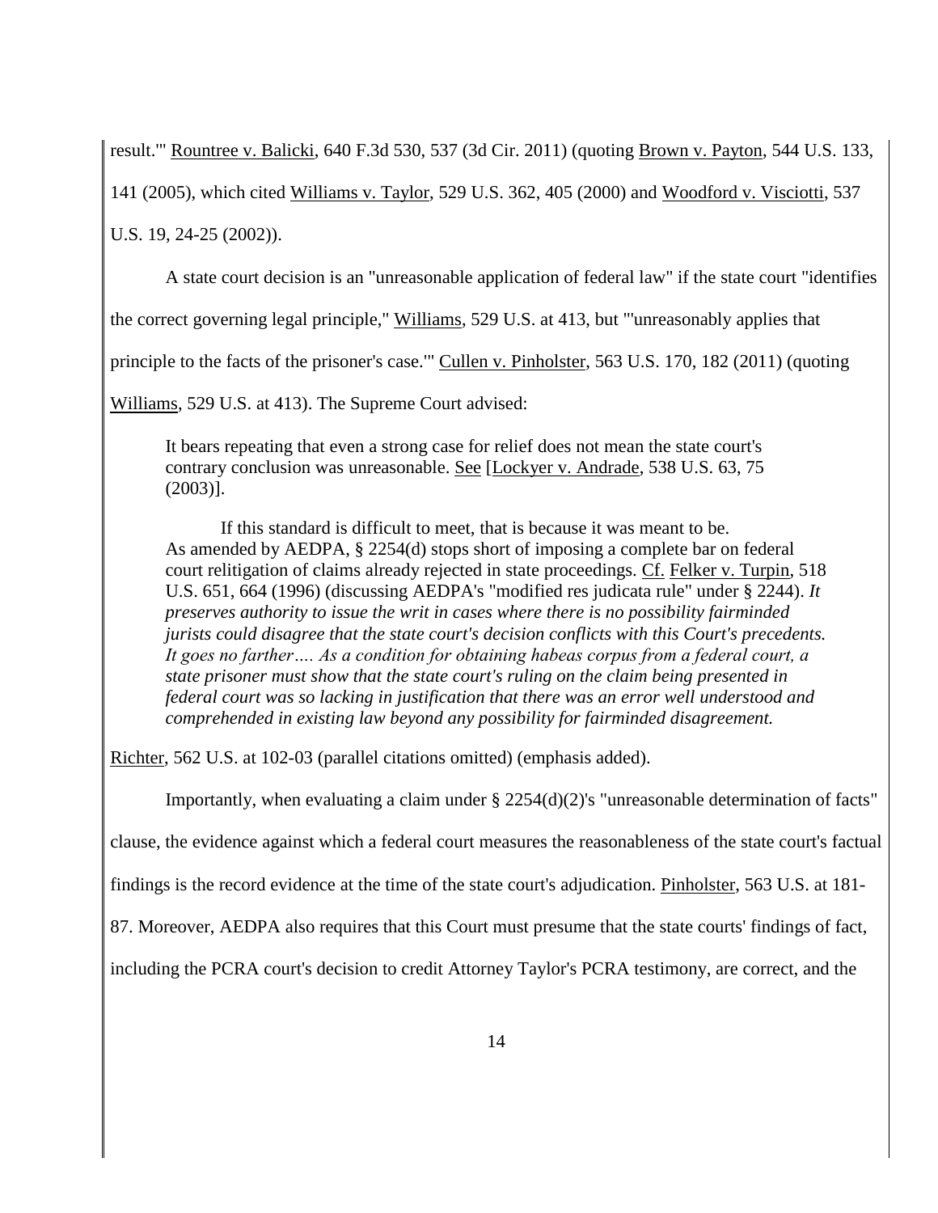result.'" Rountree v. Balicki, 640 F.3d 530, 537 (3d Cir. 2011) (quoting Brown v. Payton, 544 U.S. 133, 141 (2005), which cited Williams v. Taylor, 529 U.S. 362, 405 (2000) and Woodford v. Visciotti, 537 U.S. 19, 24-25 (2002)).

A state court decision is an "unreasonable application of federal law" if the state court "identifies the correct governing legal principle," Williams, 529 U.S. at 413, but "'unreasonably applies that principle to the facts of the prisoner's case.'" Cullen v. Pinholster, 563 U.S. 170, 182 (2011) (quoting Williams, 529 U.S. at 413). The Supreme Court advised:

> It bears repeating that even a strong case for relief does not mean the state court's contrary conclusion was unreasonable. See [Lockyer v. Andrade, 538 U.S. 63, 75 (2003)].
>
> If this standard is difficult to meet, that is because it was meant to be. As amended by AEDPA, § 2254(d) stops short of imposing a complete bar on federal court relitigation of claims already rejected in state proceedings. Cf. Felker v. Turpin, 518 U.S. 651, 664 (1996) (discussing AEDPA's "modified res judicata rule" under § 2244). *It preserves authority to issue the writ in cases where there is no possibility fairminded jurists could disagree that the state court's decision conflicts with this Court's precedents. It goes no farther…. As a condition for obtaining habeas corpus from a federal court, a state prisoner must show that the state court's ruling on the claim being presented in federal court was so lacking in justification that there was an error well understood and comprehended in existing law beyond any possibility for fairminded disagreement.*

Richter, 562 U.S. at 102-03 (parallel citations omitted) (emphasis added).

Importantly, when evaluating a claim under § 2254(d)(2)'s "unreasonable determination of facts" clause, the evidence against which a federal court measures the reasonableness of the state court's factual findings is the record evidence at the time of the state court's adjudication. Pinholster, 563 U.S. at 181-87. Moreover, AEDPA also requires that this Court must presume that the state courts' findings of fact, including the PCRA court's decision to credit Attorney Taylor's PCRA testimony, are correct, and the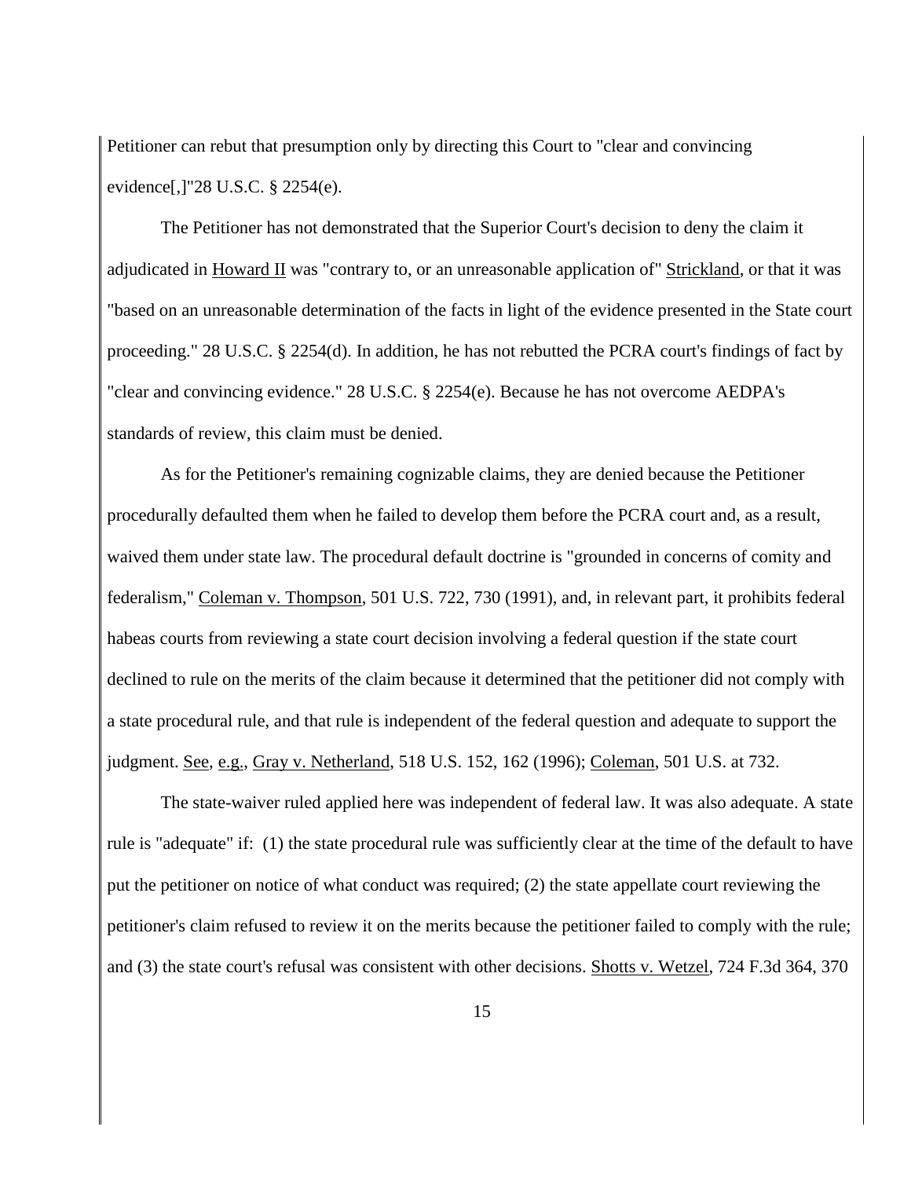Petitioner can rebut that presumption only by directing this Court to "clear and convincing evidence[,]"28 U.S.C. § 2254(e).

The Petitioner has not demonstrated that the Superior Court's decision to deny the claim it adjudicated in Howard II was "contrary to, or an unreasonable application of" Strickland, or that it was "based on an unreasonable determination of the facts in light of the evidence presented in the State court proceeding." 28 U.S.C. § 2254(d). In addition, he has not rebutted the PCRA court's findings of fact by "clear and convincing evidence." 28 U.S.C. § 2254(e). Because he has not overcome AEDPA's standards of review, this claim must be denied.

As for the Petitioner's remaining cognizable claims, they are denied because the Petitioner procedurally defaulted them when he failed to develop them before the PCRA court and, as a result, waived them under state law. The procedural default doctrine is "grounded in concerns of comity and federalism," Coleman v. Thompson, 501 U.S. 722, 730 (1991), and, in relevant part, it prohibits federal habeas courts from reviewing a state court decision involving a federal question if the state court declined to rule on the merits of the claim because it determined that the petitioner did not comply with a state procedural rule, and that rule is independent of the federal question and adequate to support the judgment. See, e.g., Gray v. Netherland, 518 U.S. 152, 162 (1996); Coleman, 501 U.S. at 732.

The state-waiver ruled applied here was independent of federal law. It was also adequate. A state rule is "adequate" if: (1) the state procedural rule was sufficiently clear at the time of the default to have put the petitioner on notice of what conduct was required; (2) the state appellate court reviewing the petitioner's claim refused to review it on the merits because the petitioner failed to comply with the rule; and (3) the state court's refusal was consistent with other decisions. Shotts v. Wetzel, 724 F.3d 364, 370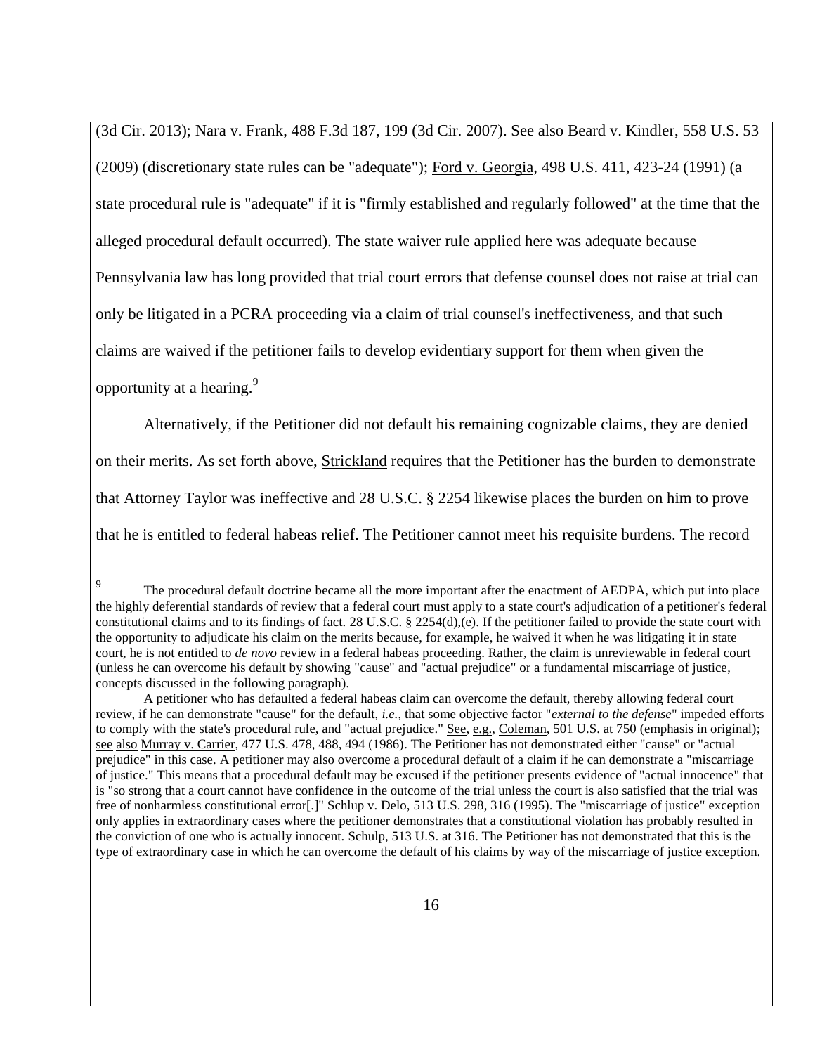(3d Cir. 2013); Nara v. Frank, 488 F.3d 187, 199 (3d Cir. 2007). See also Beard v. Kindler, 558 U.S. 53 (2009) (discretionary state rules can be "adequate"); Ford v. Georgia, 498 U.S. 411, 423-24 (1991) (a state procedural rule is "adequate" if it is "firmly established and regularly followed" at the time that the alleged procedural default occurred). The state waiver rule applied here was adequate because Pennsylvania law has long provided that trial court errors that defense counsel does not raise at trial can only be litigated in a PCRA proceeding via a claim of trial counsel's ineffectiveness, and that such claims are waived if the petitioner fails to develop evidentiary support for them when given the opportunity at a hearing.[9]

Alternatively, if the Petitioner did not default his remaining cognizable claims, they are denied on their merits. As set forth above, Strickland requires that the Petitioner has the burden to demonstrate that Attorney Taylor was ineffective and 28 U.S.C. § 2254 likewise places the burden on him to prove that he is entitled to federal habeas relief. The Petitioner cannot meet his requisite burdens. The record

---

[9] The procedural default doctrine became all the more important after the enactment of AEDPA, which put into place the highly deferential standards of review that a federal court must apply to a state court's adjudication of a petitioner's federal constitutional claims and to its findings of fact. 28 U.S.C. § 2254(d),(e). If the petitioner failed to provide the state court with the opportunity to adjudicate his claim on the merits because, for example, he waived it when he was litigating it in state court, he is not entitled to *de novo* review in a federal habeas proceeding. Rather, the claim is unreviewable in federal court (unless he can overcome his default by showing "cause" and "actual prejudice" or a fundamental miscarriage of justice, concepts discussed in the following paragraph).

A petitioner who has defaulted a federal habeas claim can overcome the default, thereby allowing federal court review, if he can demonstrate "cause" for the default, *i.e.*, that some objective factor "*external to the defense*" impeded efforts to comply with the state's procedural rule, and "actual prejudice." See, e.g., Coleman, 501 U.S. at 750 (emphasis in original); see also Murray v. Carrier, 477 U.S. 478, 488, 494 (1986). The Petitioner has not demonstrated either "cause" or "actual prejudice" in this case. A petitioner may also overcome a procedural default of a claim if he can demonstrate a "miscarriage of justice." This means that a procedural default may be excused if the petitioner presents evidence of "actual innocence" that is "so strong that a court cannot have confidence in the outcome of the trial unless the court is also satisfied that the trial was free of nonharmless constitutional error[.]" Schlup v. Delo, 513 U.S. 298, 316 (1995). The "miscarriage of justice" exception only applies in extraordinary cases where the petitioner demonstrates that a constitutional violation has probably resulted in the conviction of one who is actually innocent. Schlup, 513 U.S. at 316. The Petitioner has not demonstrated that this is the type of extraordinary case in which he can overcome the default of his claims by way of the miscarriage of justice exception.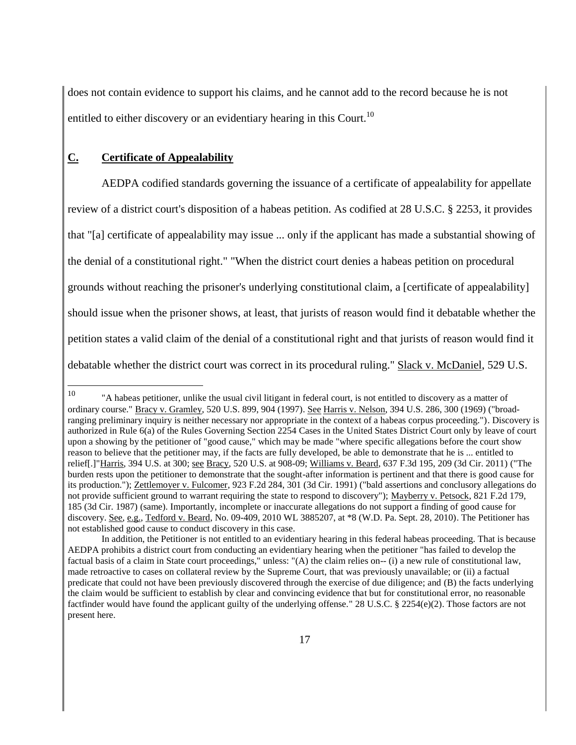does not contain evidence to support his claims, and he cannot add to the record because he is not entitled to either discovery or an evidentiary hearing in this Court.[10]

## C. Certificate of Appealability

AEDPA codified standards governing the issuance of a certificate of appealability for appellate review of a district court's disposition of a habeas petition. As codified at 28 U.S.C. § 2253, it provides that "[a] certificate of appealability may issue ... only if the applicant has made a substantial showing of the denial of a constitutional right." "When the district court denies a habeas petition on procedural grounds without reaching the prisoner's underlying constitutional claim, a [certificate of appealability] should issue when the prisoner shows, at least, that jurists of reason would find it debatable whether the petition states a valid claim of the denial of a constitutional right and that jurists of reason would find it debatable whether the district court was correct in its procedural ruling." Slack v. McDaniel, 529 U.S.

---

[10] "A habeas petitioner, unlike the usual civil litigant in federal court, is not entitled to discovery as a matter of ordinary course." Bracy v. Gramley, 520 U.S. 899, 904 (1997). See Harris v. Nelson, 394 U.S. 286, 300 (1969) ("broad-ranging preliminary inquiry is neither necessary nor appropriate in the context of a habeas corpus proceeding."). Discovery is authorized in Rule 6(a) of the Rules Governing Section 2254 Cases in the United States District Court only by leave of court upon a showing by the petitioner of "good cause," which may be made "where specific allegations before the court show reason to believe that the petitioner may, if the facts are fully developed, be able to demonstrate that he is ... entitled to relief[.]"Harris, 394 U.S. at 300; see Bracy, 520 U.S. at 908-09; Williams v. Beard, 637 F.3d 195, 209 (3d Cir. 2011) ("The burden rests upon the petitioner to demonstrate that the sought-after information is pertinent and that there is good cause for its production."); Zettlemoyer v. Fulcomer, 923 F.2d 284, 301 (3d Cir. 1991) ("bald assertions and conclusory allegations do not provide sufficient ground to warrant requiring the state to respond to discovery"); Mayberry v. Petsock, 821 F.2d 179, 185 (3d Cir. 1987) (same). Importantly, incomplete or inaccurate allegations do not support a finding of good cause for discovery. See, e.g., Tedford v. Beard, No. 09-409, 2010 WL 3885207, at *8 (W.D. Pa. Sept. 28, 2010). The Petitioner has not established good cause to conduct discovery in this case.

In addition, the Petitioner is not entitled to an evidentiary hearing in this federal habeas proceeding. That is because AEDPA prohibits a district court from conducting an evidentiary hearing when the petitioner "has failed to develop the factual basis of a claim in State court proceedings," unless: "(A) the claim relies on-- (i) a new rule of constitutional law, made retroactive to cases on collateral review by the Supreme Court, that was previously unavailable; or (ii) a factual predicate that could not have been previously discovered through the exercise of due diligence; and (B) the facts underlying the claim would be sufficient to establish by clear and convincing evidence that but for constitutional error, no reasonable factfinder would have found the applicant guilty of the underlying offense." 28 U.S.C. § 2254(e)(2). Those factors are not present here.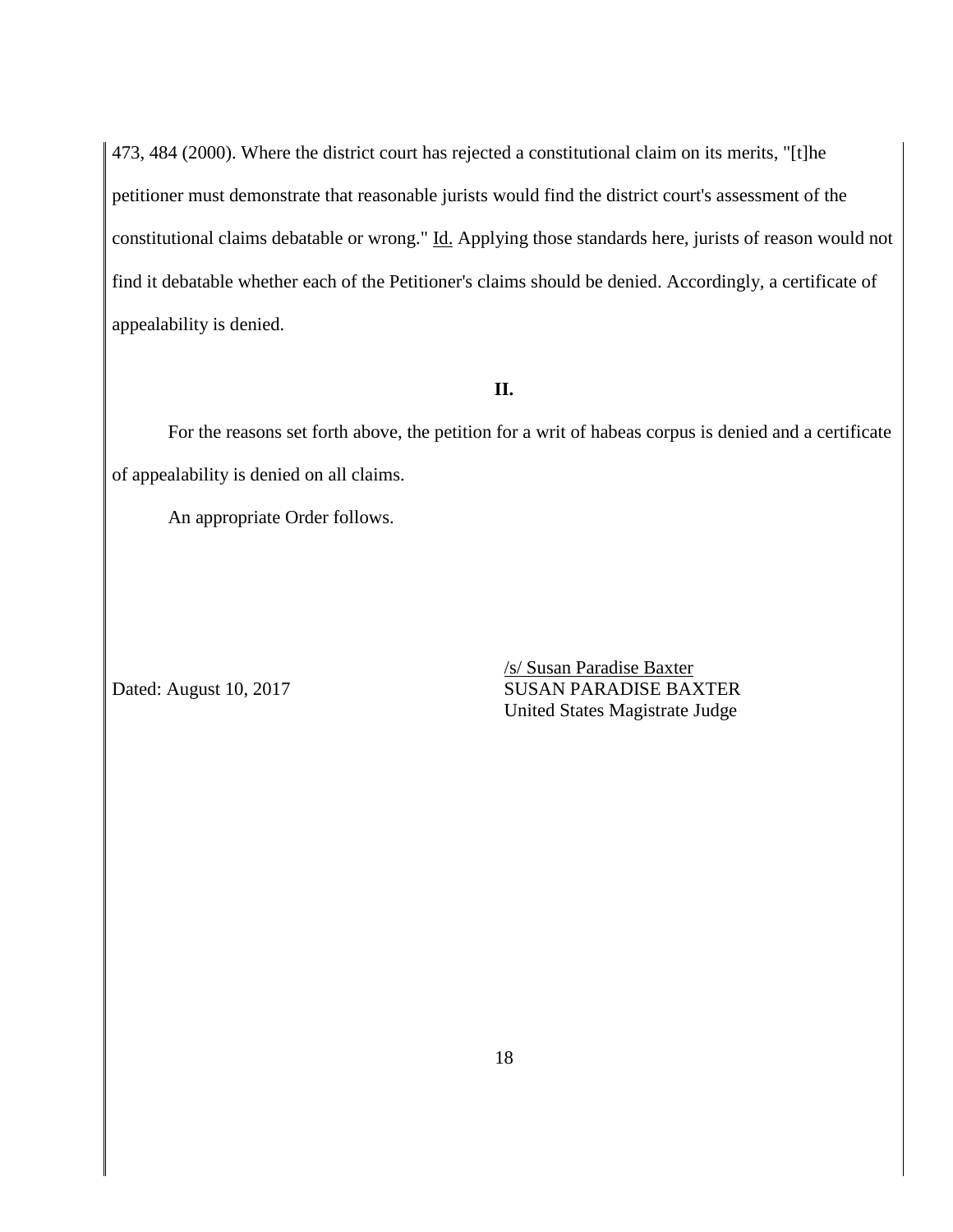473, 484 (2000). Where the district court has rejected a constitutional claim on its merits, "[t]he petitioner must demonstrate that reasonable jurists would find the district court's assessment of the constitutional claims debatable or wrong." Id. Applying those standards here, jurists of reason would not find it debatable whether each of the Petitioner's claims should be denied. Accordingly, a certificate of appealability is denied.

## II.

For the reasons set forth above, the petition for a writ of habeas corpus is denied and a certificate of appealability is denied on all claims.

An appropriate Order follows.

Dated: August 10, 2017

/s/ Susan Paradise Baxter
SUSAN PARADISE BAXTER
United States Magistrate Judge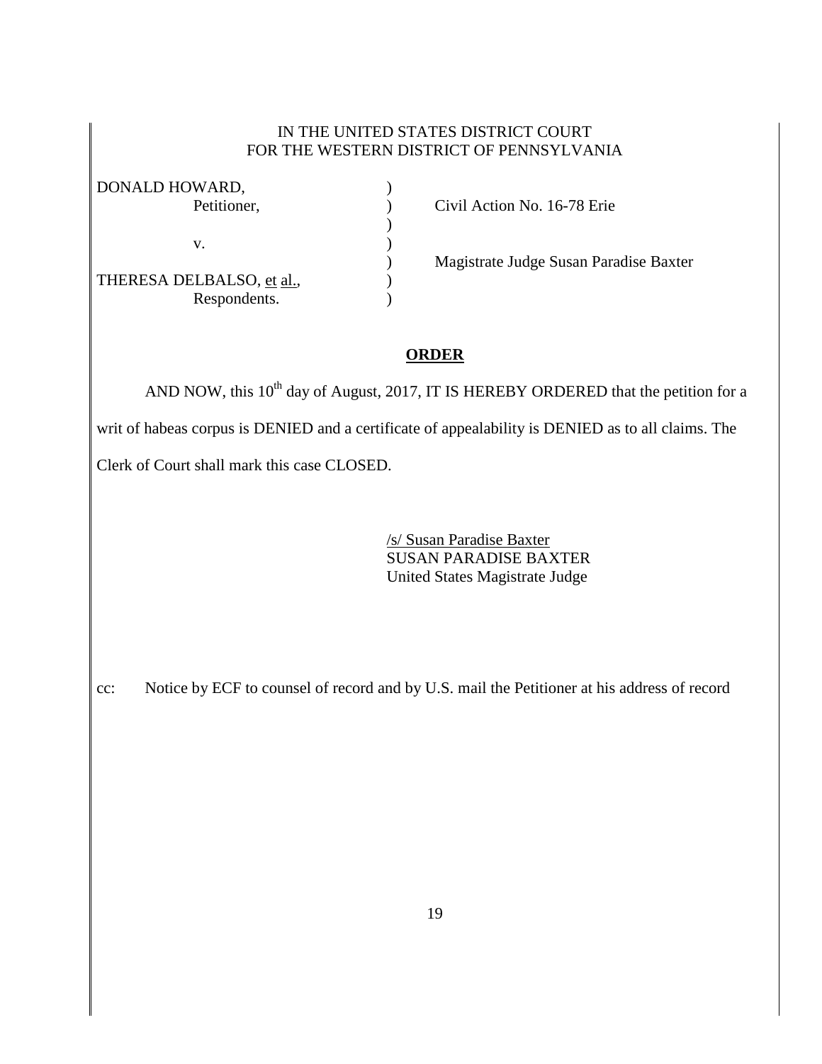IN THE UNITED STATES DISTRICT COURT
FOR THE WESTERN DISTRICT OF PENNSYLVANIA

| | | |
|---|---|---|
| DONALD HOWARD, | ) | |
| Petitioner, | ) | Civil Action No. 16-78 Erie |
| | ) | |
| v. | ) | |
| | ) | Magistrate Judge Susan Paradise Baxter |
| THERESA DELBALSO, et al., | ) | |
| Respondents. | ) | |

**ORDER**

AND NOW, this 10th day of August, 2017, IT IS HEREBY ORDERED that the petition for a writ of habeas corpus is DENIED and a certificate of appealability is DENIED as to all claims. The Clerk of Court shall mark this case CLOSED.

/s/ Susan Paradise Baxter
SUSAN PARADISE BAXTER
United States Magistrate Judge

cc: Notice by ECF to counsel of record and by U.S. mail the Petitioner at his address of record